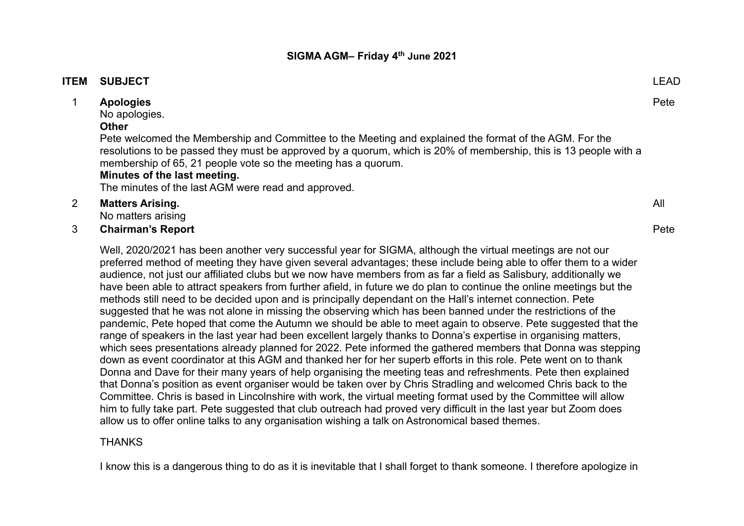# SIGMA AGM– Friday 4th June 2021

| ITEM | SUBJECT | LEAD |
|---|---|---|
| 1 | **Apologies**<br>No apologies.<br>**Other**<br>Pete welcomed the Membership and Committee to the Meeting and explained the format of the AGM. For the resolutions to be passed they must be approved by a quorum, which is 20% of membership, this is 13 people with a membership of 65, 21 people vote so the meeting has a quorum.<br>**Minutes of the last meeting.**<br>The minutes of the last AGM were read and approved. | Pete |
| 2 | **Matters Arising.**<br>No matters arising | All |
| 3 | **Chairman's Report** | Pete |

Well, 2020/2021 has been another very successful year for SIGMA, although the virtual meetings are not our preferred method of meeting they have given several advantages; these include being able to offer them to a wider audience, not just our affiliated clubs but we now have members from as far a field as Salisbury, additionally we have been able to attract speakers from further afield, in future we do plan to continue the online meetings but the methods still need to be decided upon and is principally dependant on the Hall's internet connection. Pete suggested that he was not alone in missing the observing which has been banned under the restrictions of the pandemic, Pete hoped that come the Autumn we should be able to meet again to observe. Pete suggested that the range of speakers in the last year had been excellent largely thanks to Donna's expertise in organising matters, which sees presentations already planned for 2022. Pete informed the gathered members that Donna was stepping down as event coordinator at this AGM and thanked her for her superb efforts in this role. Pete went on to thank Donna and Dave for their many years of help organising the meeting teas and refreshments. Pete then explained that Donna's position as event organiser would be taken over by Chris Stradling and welcomed Chris back to the Committee. Chris is based in Lincolnshire with work, the virtual meeting format used by the Committee will allow him to fully take part. Pete suggested that club outreach had proved very difficult in the last year but Zoom does allow us to offer online talks to any organisation wishing a talk on Astronomical based themes.

THANKS

I know this is a dangerous thing to do as it is inevitable that I shall forget to thank someone. I therefore apologize in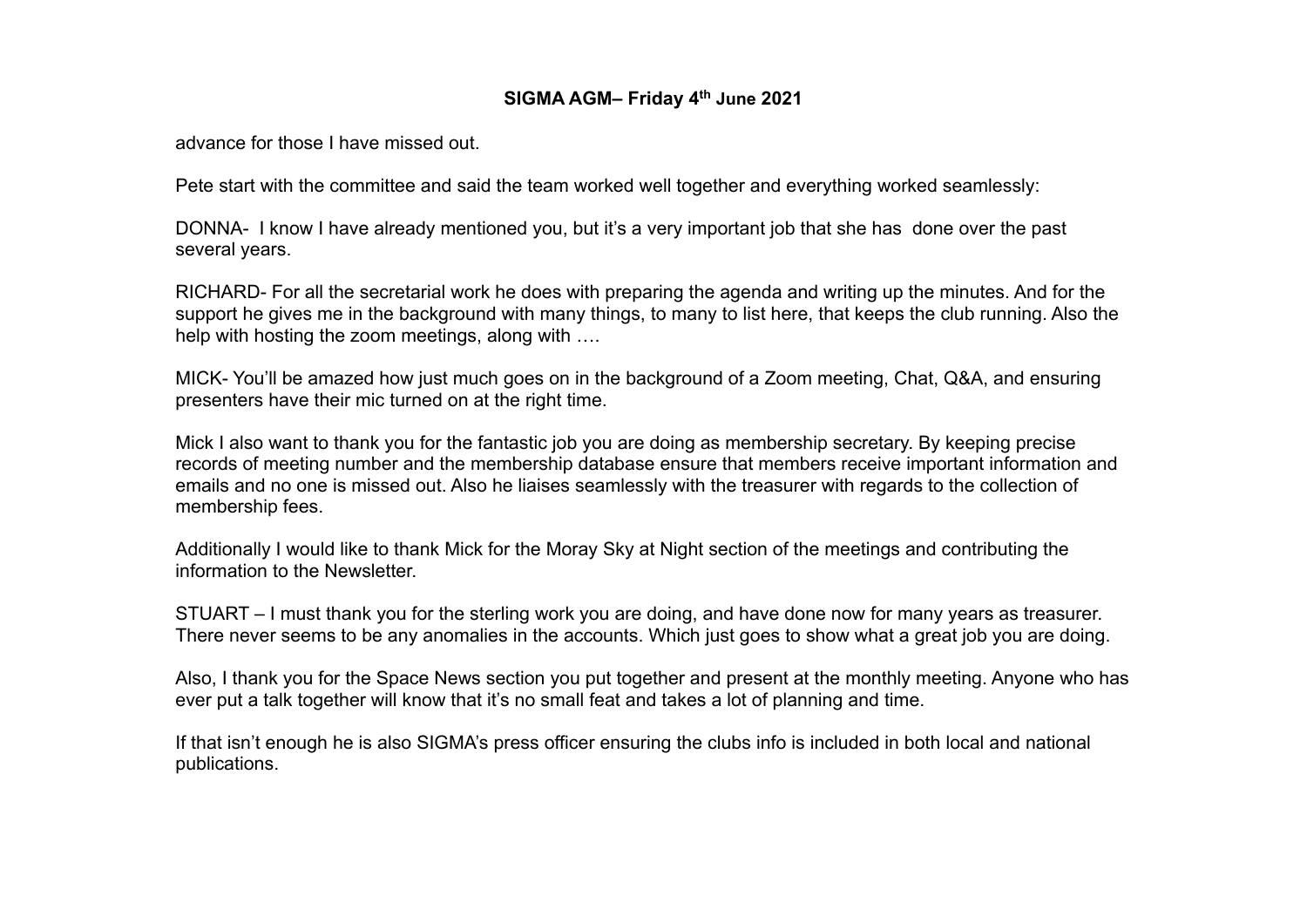advance for those I have missed out.

Pete start with the committee and said the team worked well together and everything worked seamlessly:

DONNA- I know I have already mentioned you, but it's a very important job that she has done over the past several years.

RICHARD- For all the secretarial work he does with preparing the agenda and writing up the minutes. And for the support he gives me in the background with many things, to many to list here, that keeps the club running. Also the help with hosting the zoom meetings, along with ….

MICK- You'll be amazed how just much goes on in the background of a Zoom meeting, Chat, Q&A, and ensuring presenters have their mic turned on at the right time.

Mick I also want to thank you for the fantastic job you are doing as membership secretary. By keeping precise records of meeting number and the membership database ensure that members receive important information and emails and no one is missed out. Also he liaises seamlessly with the treasurer with regards to the collection of membership fees.

Additionally I would like to thank Mick for the Moray Sky at Night section of the meetings and contributing the information to the Newsletter.

STUART – I must thank you for the sterling work you are doing, and have done now for many years as treasurer. There never seems to be any anomalies in the accounts. Which just goes to show what a great job you are doing.

Also, I thank you for the Space News section you put together and present at the monthly meeting. Anyone who has ever put a talk together will know that it's no small feat and takes a lot of planning and time.

If that isn't enough he is also SIGMA's press officer ensuring the clubs info is included in both local and national publications.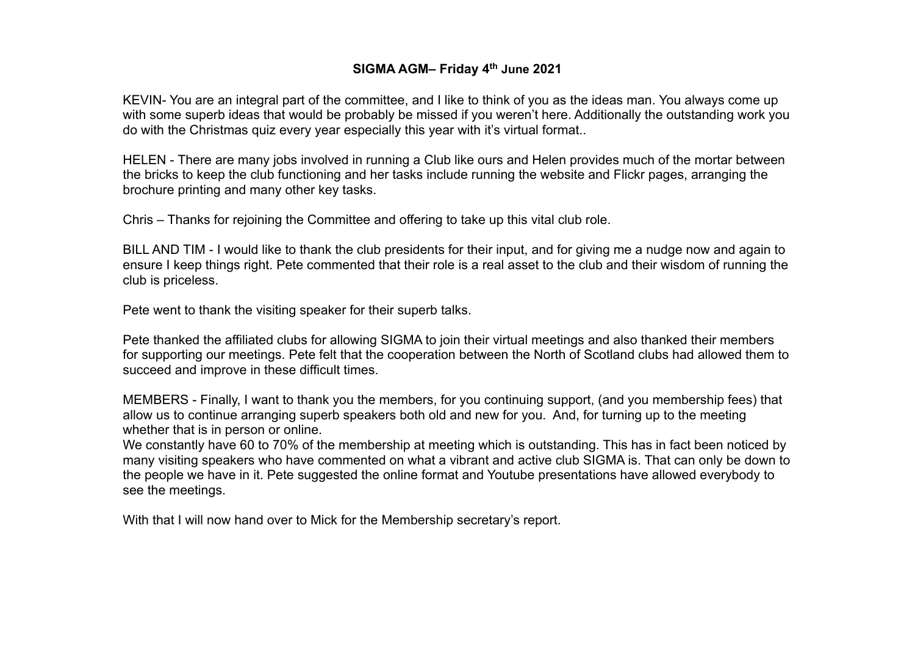**SIGMA AGM– Friday 4th June 2021**

KEVIN- You are an integral part of the committee, and I like to think of you as the ideas man. You always come up with some superb ideas that would be probably be missed if you weren't here. Additionally the outstanding work you do with the Christmas quiz every year especially this year with it's virtual format..

HELEN - There are many jobs involved in running a Club like ours and Helen provides much of the mortar between the bricks to keep the club functioning and her tasks include running the website and Flickr pages, arranging the brochure printing and many other key tasks.

Chris – Thanks for rejoining the Committee and offering to take up this vital club role.

BILL AND TIM - I would like to thank the club presidents for their input, and for giving me a nudge now and again to ensure I keep things right. Pete commented that their role is a real asset to the club and their wisdom of running the club is priceless.

Pete went to thank the visiting speaker for their superb talks.

Pete thanked the affiliated clubs for allowing SIGMA to join their virtual meetings and also thanked their members for supporting our meetings. Pete felt that the cooperation between the North of Scotland clubs had allowed them to succeed and improve in these difficult times.

MEMBERS - Finally, I want to thank you the members, for you continuing support, (and you membership fees) that allow us to continue arranging superb speakers both old and new for you. And, for turning up to the meeting whether that is in person or online.
We constantly have 60 to 70% of the membership at meeting which is outstanding. This has in fact been noticed by many visiting speakers who have commented on what a vibrant and active club SIGMA is. That can only be down to the people we have in it. Pete suggested the online format and Youtube presentations have allowed everybody to see the meetings.

With that I will now hand over to Mick for the Membership secretary's report.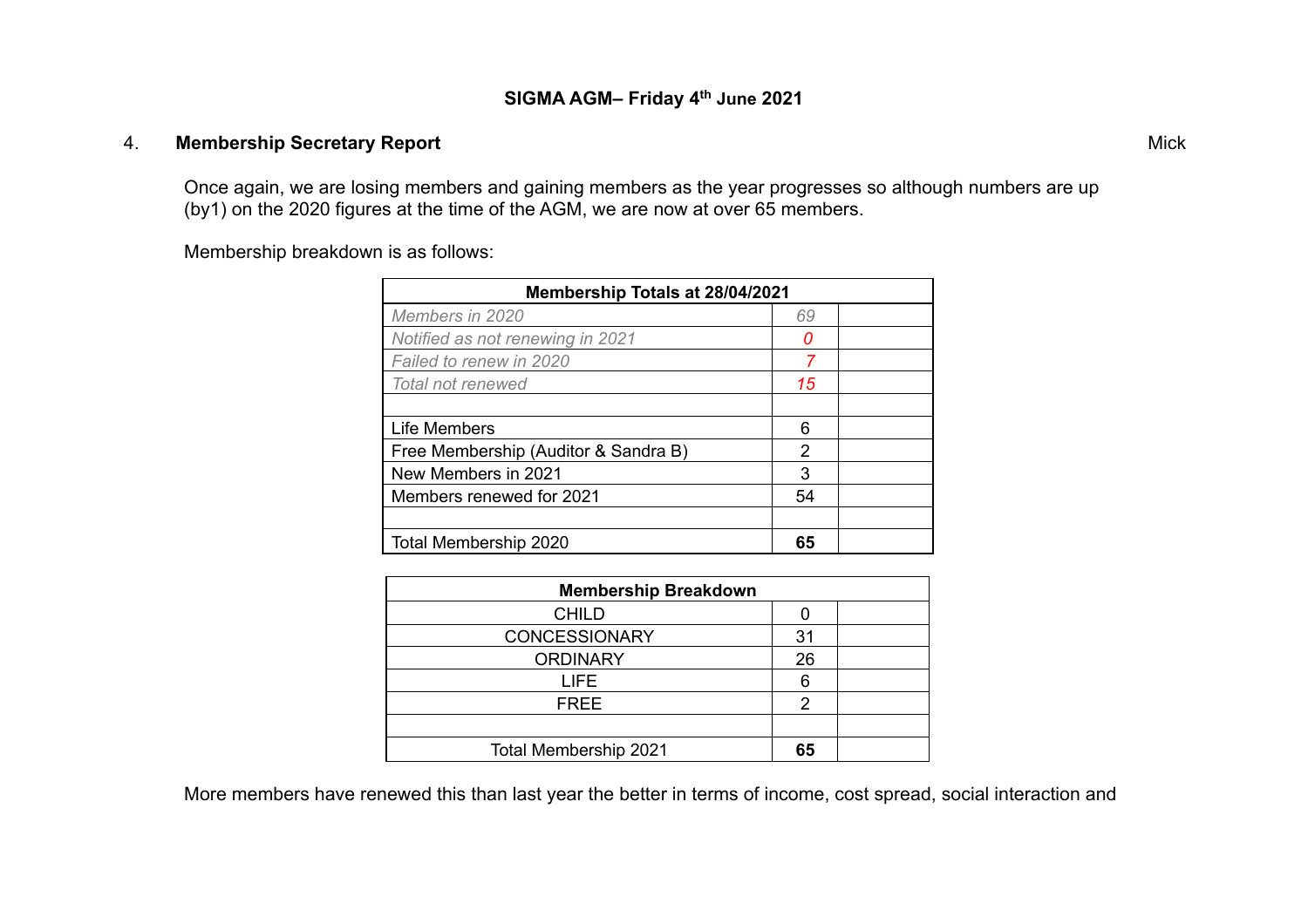## SIGMA AGM– Friday 4th June 2021

### 4. Membership Secretary Report — Mick

Once again, we are losing members and gaining members as the year progresses so although numbers are up (by1) on the 2020 figures at the time of the AGM, we are now at over 65 members.

Membership breakdown is as follows:

| Membership Totals at 28/04/2021 | | |
|---|---|---|
| *Members in 2020* | *69* | |
| *Notified as not renewing in 2021* | *0* | |
| *Failed to renew in 2020* | *7* | |
| *Total not renewed* | *15* | |
| | | |
| Life Members | 6 | |
| Free Membership (Auditor & Sandra B) | 2 | |
| New Members in 2021 | 3 | |
| Members renewed for 2021 | 54 | |
| | | |
| Total Membership 2020 | **65** | |

| Membership Breakdown | | |
|---|---|---|
| CHILD | 0 | |
| CONCESSIONARY | 31 | |
| ORDINARY | 26 | |
| LIFE | 6 | |
| FREE | 2 | |
| | | |
| Total Membership 2021 | **65** | |

More members have renewed this than last year the better in terms of income, cost spread, social interaction and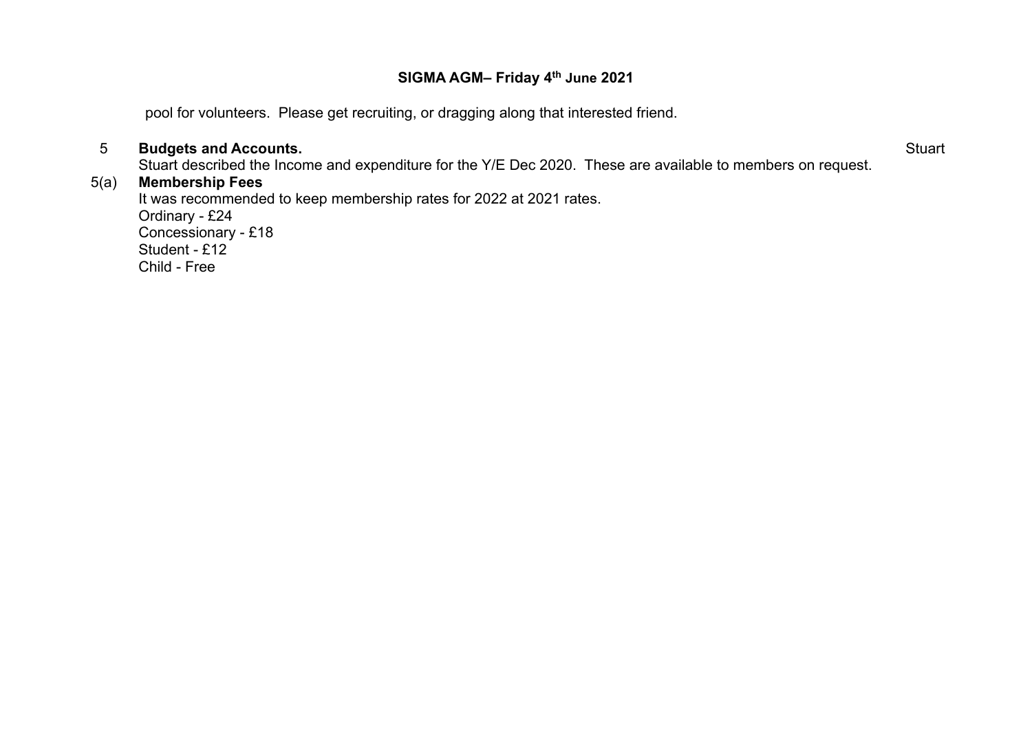pool for volunteers. Please get recruiting, or dragging along that interested friend.

5 **Budgets and Accounts.** Stuart

Stuart described the Income and expenditure for the Y/E Dec 2020. These are available to members on request.

5(a) **Membership Fees**

It was recommended to keep membership rates for 2022 at 2021 rates.

Ordinary - £24
Concessionary - £18
Student - £12
Child - Free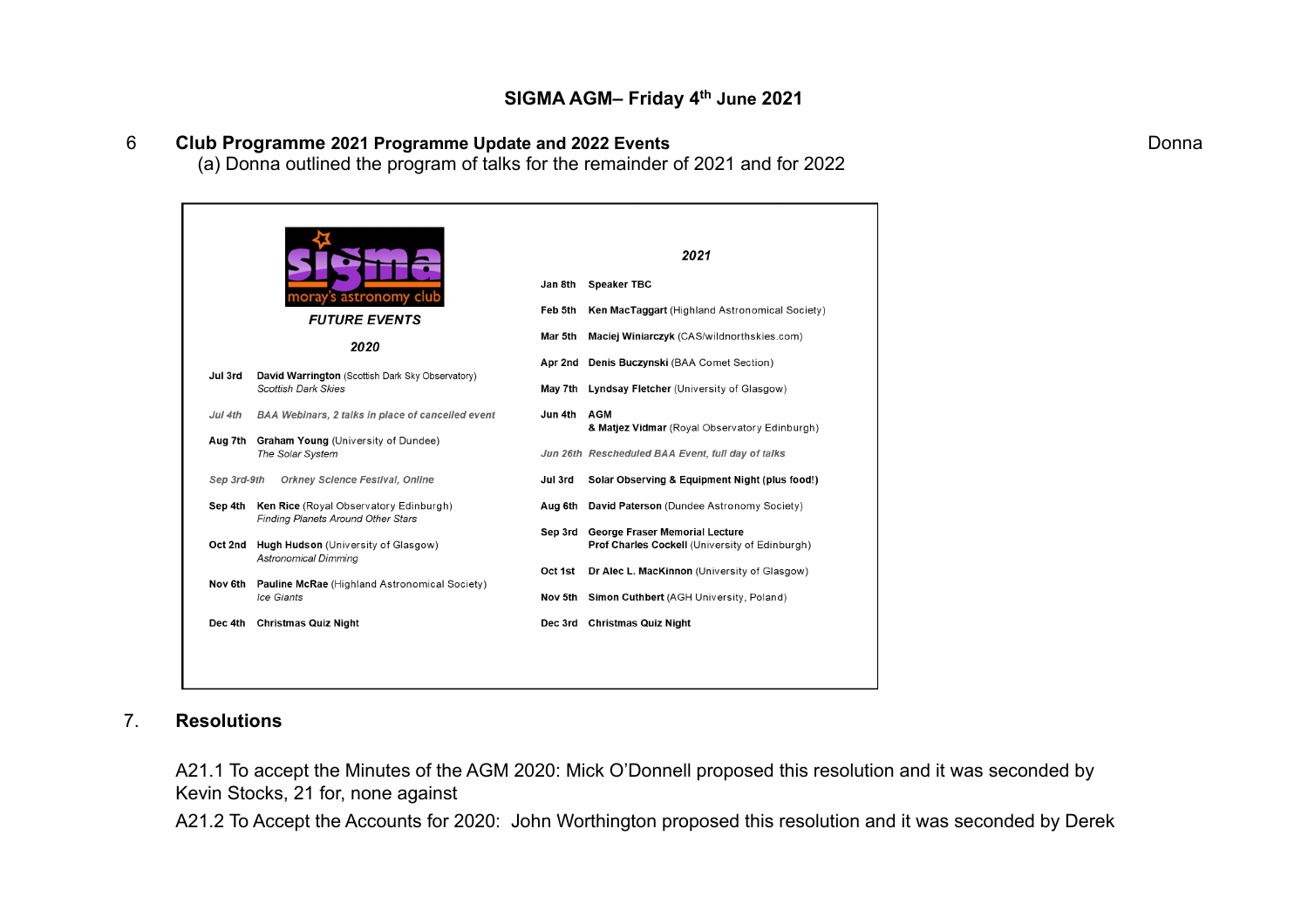**SIGMA AGM– Friday 4th June 2021**

6 **Club Programme 2021 Programme Update and 2022 Events** Donna

(a) Donna outlined the program of talks for the remainder of 2021 and for 2022

sigma moray's astronomy club

***FUTURE EVENTS***

***2020***

**Jul 3rd** **David Warrington** (Scottish Dark Sky Observatory)
*Scottish Dark Skies*

*Jul 4th* *BAA Webinars, 2 talks in place of cancelled event*

**Aug 7th** **Graham Young** (University of Dundee)
*The Solar System*

*Sep 3rd-9th* *Orkney Science Festival, Online*

**Sep 4th** **Ken Rice** (Royal Observatory Edinburgh)
*Finding Planets Around Other Stars*

**Oct 2nd** **Hugh Hudson** (University of Glasgow)
*Astronomical Dimming*

**Nov 6th** **Pauline McRae** (Highland Astronomical Society)
*Ice Giants*

**Dec 4th** **Christmas Quiz Night**

***2021***

**Jan 8th** **Speaker TBC**

**Feb 5th** **Ken MacTaggart** (Highland Astronomical Society)

**Mar 5th** **Maciej Winiarczyk** (CAS/wildnorthskies.com)

**Apr 2nd** **Denis Buczynski** (BAA Comet Section)

**May 7th** **Lyndsay Fletcher** (University of Glasgow)

**Jun 4th** **AGM**
**& Matjez Vidmar** (Royal Observatory Edinburgh)

*Jun 26th* *Rescheduled BAA Event, full day of talks*

**Jul 3rd** **Solar Observing & Equipment Night (plus food!)**

**Aug 6th** **David Paterson** (Dundee Astronomy Society)

**Sep 3rd** **George Fraser Memorial Lecture**
**Prof Charles Cockell** (University of Edinburgh)

**Oct 1st** **Dr Alec L. MacKinnon** (University of Glasgow)

**Nov 5th** **Simon Cuthbert** (AGH University, Poland)

**Dec 3rd** **Christmas Quiz Night**

7. **Resolutions**

A21.1 To accept the Minutes of the AGM 2020: Mick O'Donnell proposed this resolution and it was seconded by Kevin Stocks, 21 for, none against

A21.2 To Accept the Accounts for 2020: John Worthington proposed this resolution and it was seconded by Derek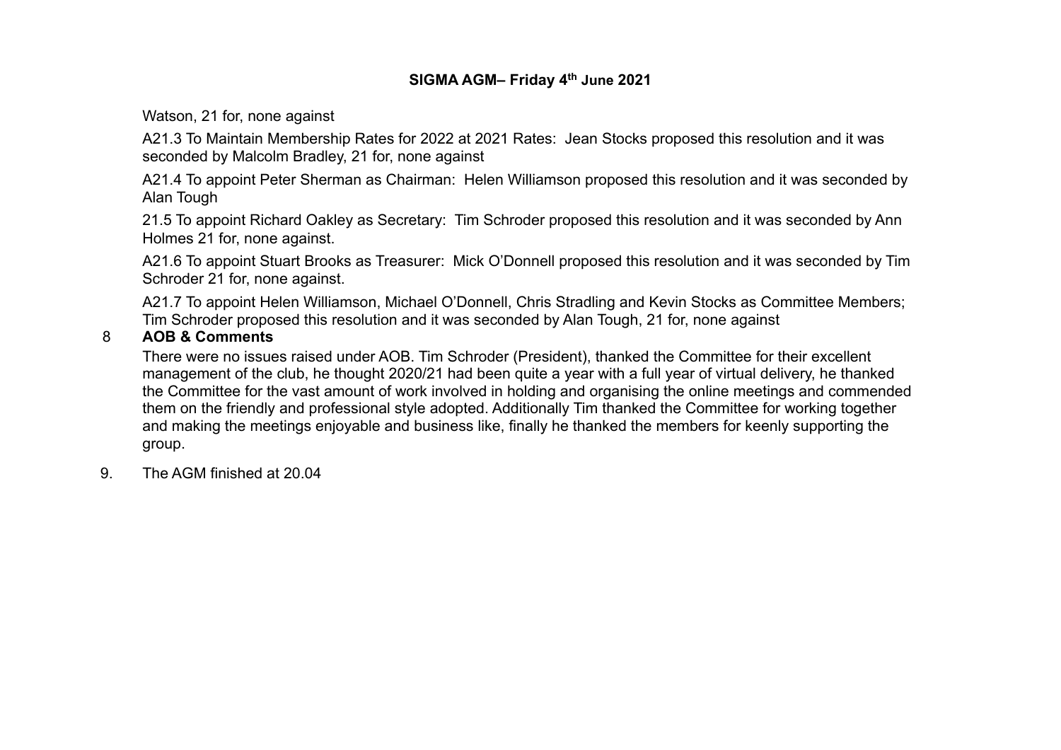Watson, 21 for, none against

A21.3 To Maintain Membership Rates for 2022 at 2021 Rates: Jean Stocks proposed this resolution and it was seconded by Malcolm Bradley, 21 for, none against

A21.4 To appoint Peter Sherman as Chairman: Helen Williamson proposed this resolution and it was seconded by Alan Tough

21.5 To appoint Richard Oakley as Secretary: Tim Schroder proposed this resolution and it was seconded by Ann Holmes 21 for, none against.

A21.6 To appoint Stuart Brooks as Treasurer: Mick O'Donnell proposed this resolution and it was seconded by Tim Schroder 21 for, none against.

A21.7 To appoint Helen Williamson, Michael O'Donnell, Chris Stradling and Kevin Stocks as Committee Members; Tim Schroder proposed this resolution and it was seconded by Alan Tough, 21 for, none against

8 **AOB & Comments**

There were no issues raised under AOB. Tim Schroder (President), thanked the Committee for their excellent management of the club, he thought 2020/21 had been quite a year with a full year of virtual delivery, he thanked the Committee for the vast amount of work involved in holding and organising the online meetings and commended them on the friendly and professional style adopted. Additionally Tim thanked the Committee for working together and making the meetings enjoyable and business like, finally he thanked the members for keenly supporting the group.

9. The AGM finished at 20.04